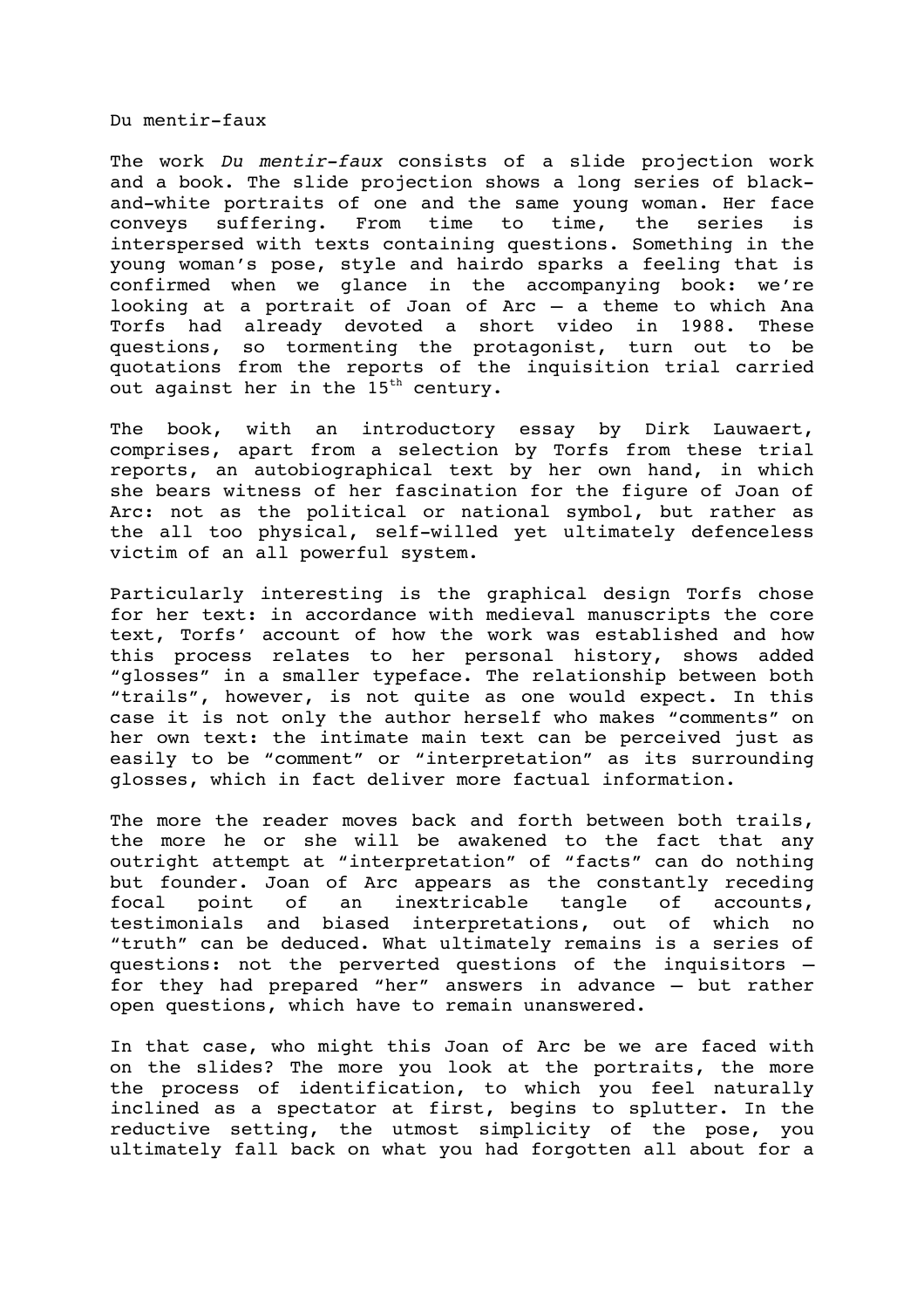# Du mentir-faux

The work *Du mentir-faux* consists of a slide projection work and a book. The slide projection shows a long series of black-and-white portraits of one and the same young woman. Her face conveys suffering. From time to time, the series is interspersed with texts containing questions. Something in the young woman's pose, style and hairdo sparks a feeling that is confirmed when we glance in the accompanying book: we're looking at a portrait of Joan of Arc – a theme to which Ana Torfs had already devoted a short video in 1988. These questions, so tormenting the protagonist, turn out to be quotations from the reports of the inquisition trial carried out against her in the 15th century.

The book, with an introductory essay by Dirk Lauwaert, comprises, apart from a selection by Torfs from these trial reports, an autobiographical text by her own hand, in which she bears witness of her fascination for the figure of Joan of Arc: not as the political or national symbol, but rather as the all too physical, self-willed yet ultimately defenceless victim of an all powerful system.

Particularly interesting is the graphical design Torfs chose for her text: in accordance with medieval manuscripts the core text, Torfs' account of how the work was established and how this process relates to her personal history, shows added "glosses" in a smaller typeface. The relationship between both "trails", however, is not quite as one would expect. In this case it is not only the author herself who makes "comments" on her own text: the intimate main text can be perceived just as easily to be "comment" or "interpretation" as its surrounding glosses, which in fact deliver more factual information.

The more the reader moves back and forth between both trails, the more he or she will be awakened to the fact that any outright attempt at "interpretation" of "facts" can do nothing but founder. Joan of Arc appears as the constantly receding focal point of an inextricable tangle of accounts, testimonials and biased interpretations, out of which no "truth" can be deduced. What ultimately remains is a series of questions: not the perverted questions of the inquisitors – for they had prepared "her" answers in advance – but rather open questions, which have to remain unanswered.

In that case, who might this Joan of Arc be we are faced with on the slides? The more you look at the portraits, the more the process of identification, to which you feel naturally inclined as a spectator at first, begins to splutter. In the reductive setting, the utmost simplicity of the pose, you ultimately fall back on what you had forgotten all about for a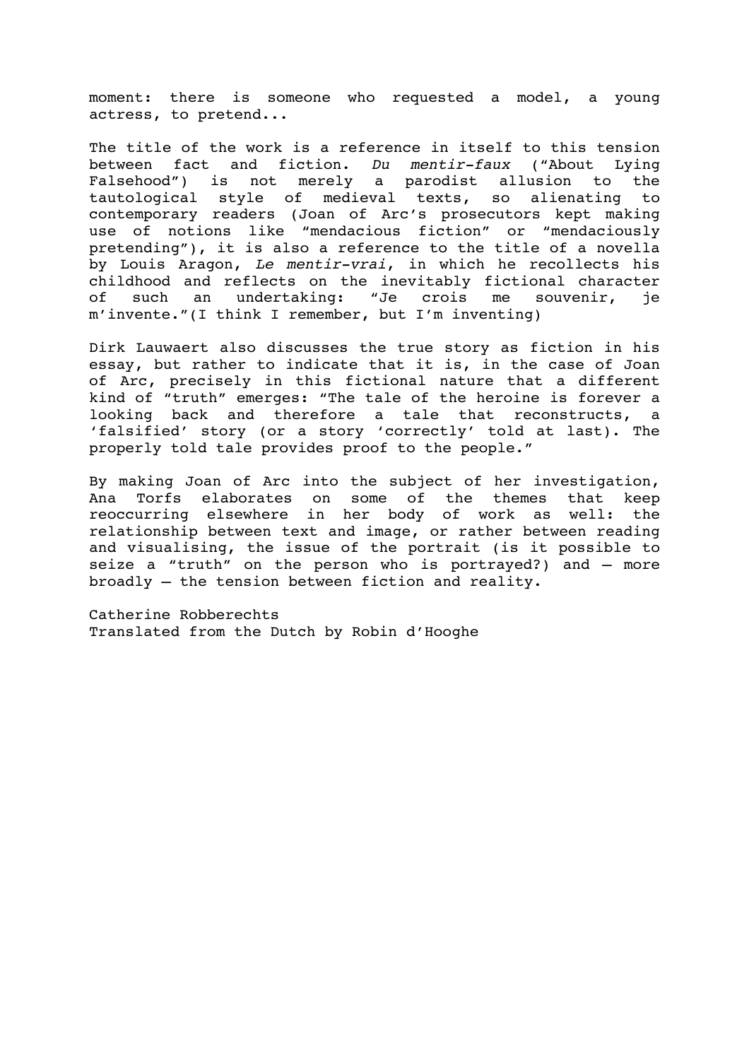moment: there is someone who requested a model, a young actress, to pretend...

The title of the work is a reference in itself to this tension between fact and fiction. *Du mentir-faux* ("About Lying Falsehood") is not merely a parodist allusion to the tautological style of medieval texts, so alienating to contemporary readers (Joan of Arc's prosecutors kept making use of notions like "mendacious fiction" or "mendaciously pretending"), it is also a reference to the title of a novella by Louis Aragon, *Le mentir-vrai*, in which he recollects his childhood and reflects on the inevitably fictional character of such an undertaking: "Je crois me souvenir, je m'invente."(I think I remember, but I'm inventing)

Dirk Lauwaert also discusses the true story as fiction in his essay, but rather to indicate that it is, in the case of Joan of Arc, precisely in this fictional nature that a different kind of "truth" emerges: "The tale of the heroine is forever a looking back and therefore a tale that reconstructs, a 'falsified' story (or a story 'correctly' told at last). The properly told tale provides proof to the people."

By making Joan of Arc into the subject of her investigation, Ana Torfs elaborates on some of the themes that keep reoccurring elsewhere in her body of work as well: the relationship between text and image, or rather between reading and visualising, the issue of the portrait (is it possible to seize a "truth" on the person who is portrayed?) and – more broadly – the tension between fiction and reality.

Catherine Robberechts
Translated from the Dutch by Robin d'Hooghe